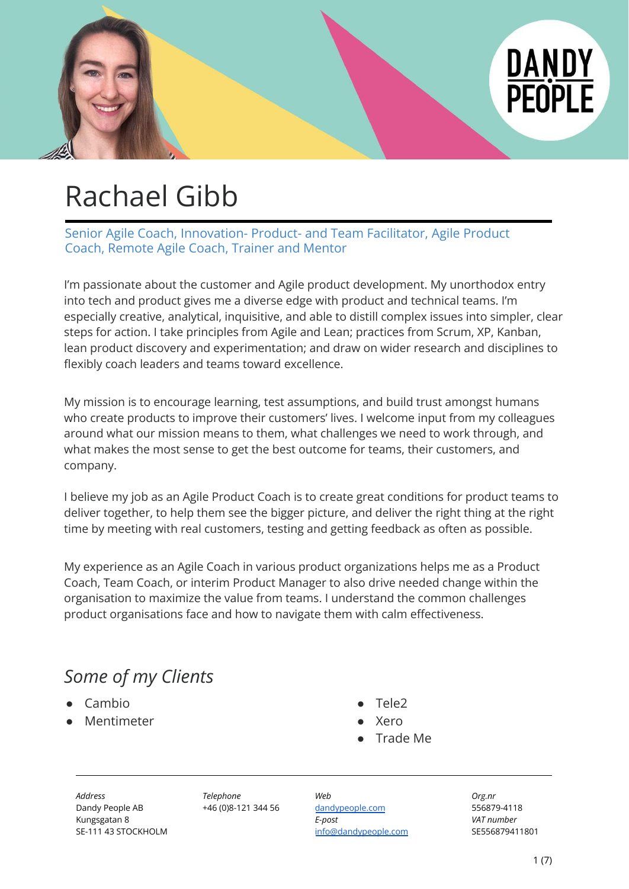# Rachael Gibb

Senior Agile Coach, Innovation- Product- and Team Facilitator, Agile Product Coach, Remote Agile Coach, Trainer and Mentor

I'm passionate about the customer and Agile product development. My unorthodox entry into tech and product gives me a diverse edge with product and technical teams. I'm especially creative, analytical, inquisitive, and able to distill complex issues into simpler, clear steps for action. I take principles from Agile and Lean; practices from Scrum, XP, Kanban, lean product discovery and experimentation; and draw on wider research and disciplines to flexibly coach leaders and teams toward excellence.

My mission is to encourage learning, test assumptions, and build trust amongst humans who create products to improve their customers' lives. I welcome input from my colleagues around what our mission means to them, what challenges we need to work through, and what makes the most sense to get the best outcome for teams, their customers, and company.

I believe my job as an Agile Product Coach is to create great conditions for product teams to deliver together, to help them see the bigger picture, and deliver the right thing at the right time by meeting with real customers, testing and getting feedback as often as possible.

My experience as an Agile Coach in various product organizations helps me as a Product Coach, Team Coach, or interim Product Manager to also drive needed change within the organisation to maximize the value from teams. I understand the common challenges product organisations face and how to navigate them with calm effectiveness.

## *Some of my Clients*

- Cambio
- Mentimeter
- Tele2
- Xero
- Trade Me

*Address*
Dandy People AB
Kungsgatan 8
SE-111 43 STOCKHOLM

*Telephone*
+46 (0)8-121 344 56

*Web*
dandypeople.com
*E-post*
info@dandypeople.com

*Org.nr*
556879-4118
*VAT number*
SE556879411801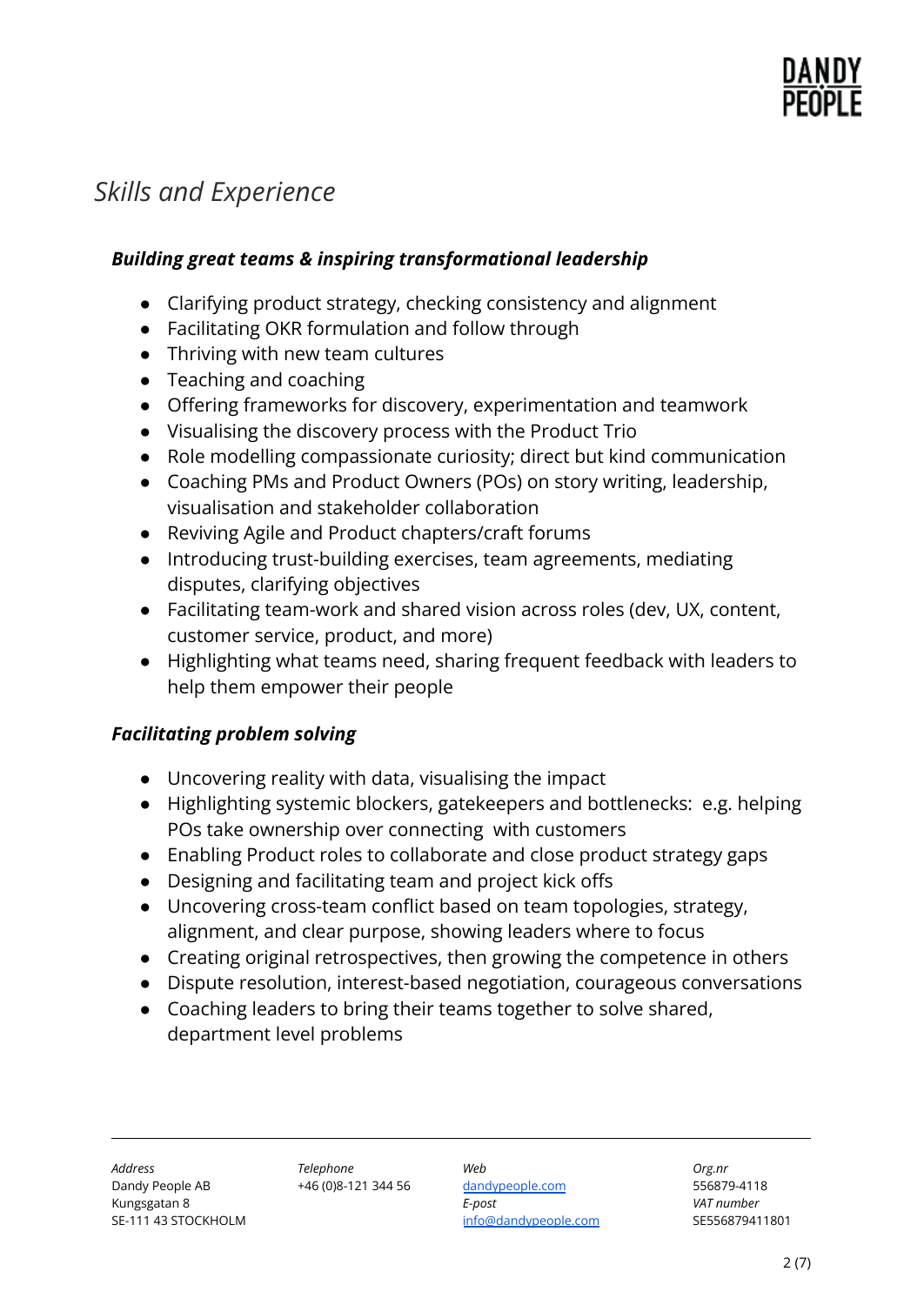## *Skills and Experience*

### ***Building great teams & inspiring transformational leadership***

- Clarifying product strategy, checking consistency and alignment
- Facilitating OKR formulation and follow through
- Thriving with new team cultures
- Teaching and coaching
- Offering frameworks for discovery, experimentation and teamwork
- Visualising the discovery process with the Product Trio
- Role modelling compassionate curiosity; direct but kind communication
- Coaching PMs and Product Owners (POs) on story writing, leadership, visualisation and stakeholder collaboration
- Reviving Agile and Product chapters/craft forums
- Introducing trust-building exercises, team agreements, mediating disputes, clarifying objectives
- Facilitating team-work and shared vision across roles (dev, UX, content, customer service, product, and more)
- Highlighting what teams need, sharing frequent feedback with leaders to help them empower their people

### ***Facilitating problem solving***

- Uncovering reality with data, visualising the impact
- Highlighting systemic blockers, gatekeepers and bottlenecks: e.g. helping POs take ownership over connecting with customers
- Enabling Product roles to collaborate and close product strategy gaps
- Designing and facilitating team and project kick offs
- Uncovering cross-team conflict based on team topologies, strategy, alignment, and clear purpose, showing leaders where to focus
- Creating original retrospectives, then growing the competence in others
- Dispute resolution, interest-based negotiation, courageous conversations
- Coaching leaders to bring their teams together to solve shared, department level problems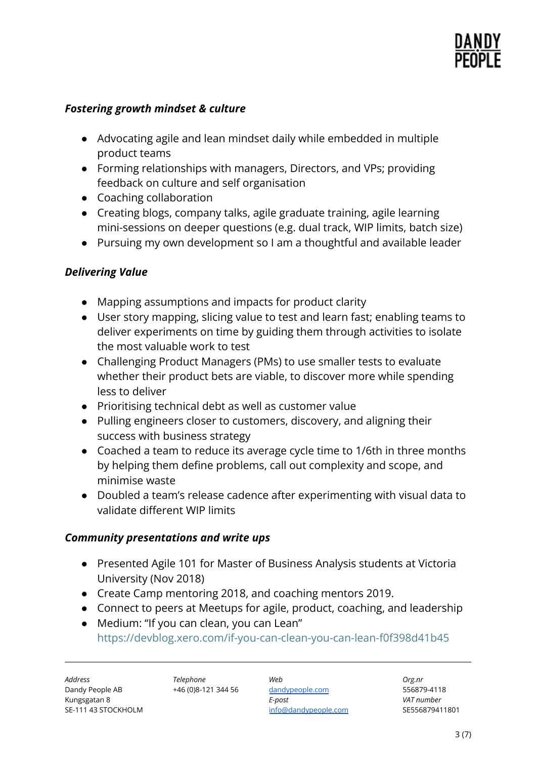### *Fostering growth mindset & culture*

- Advocating agile and lean mindset daily while embedded in multiple product teams
- Forming relationships with managers, Directors, and VPs; providing feedback on culture and self organisation
- Coaching collaboration
- Creating blogs, company talks, agile graduate training, agile learning mini-sessions on deeper questions (e.g. dual track, WIP limits, batch size)
- Pursuing my own development so I am a thoughtful and available leader

### *Delivering Value*

- Mapping assumptions and impacts for product clarity
- User story mapping, slicing value to test and learn fast; enabling teams to deliver experiments on time by guiding them through activities to isolate the most valuable work to test
- Challenging Product Managers (PMs) to use smaller tests to evaluate whether their product bets are viable, to discover more while spending less to deliver
- Prioritising technical debt as well as customer value
- Pulling engineers closer to customers, discovery, and aligning their success with business strategy
- Coached a team to reduce its average cycle time to 1/6th in three months by helping them define problems, call out complexity and scope, and minimise waste
- Doubled a team's release cadence after experimenting with visual data to validate different WIP limits

### *Community presentations and write ups*

- Presented Agile 101 for Master of Business Analysis students at Victoria University (Nov 2018)
- Create Camp mentoring 2018, and coaching mentors 2019.
- Connect to peers at Meetups for agile, product, coaching, and leadership
- Medium: "If you can clean, you can Lean" https://devblog.xero.com/if-you-can-clean-you-can-lean-f0f398d41b45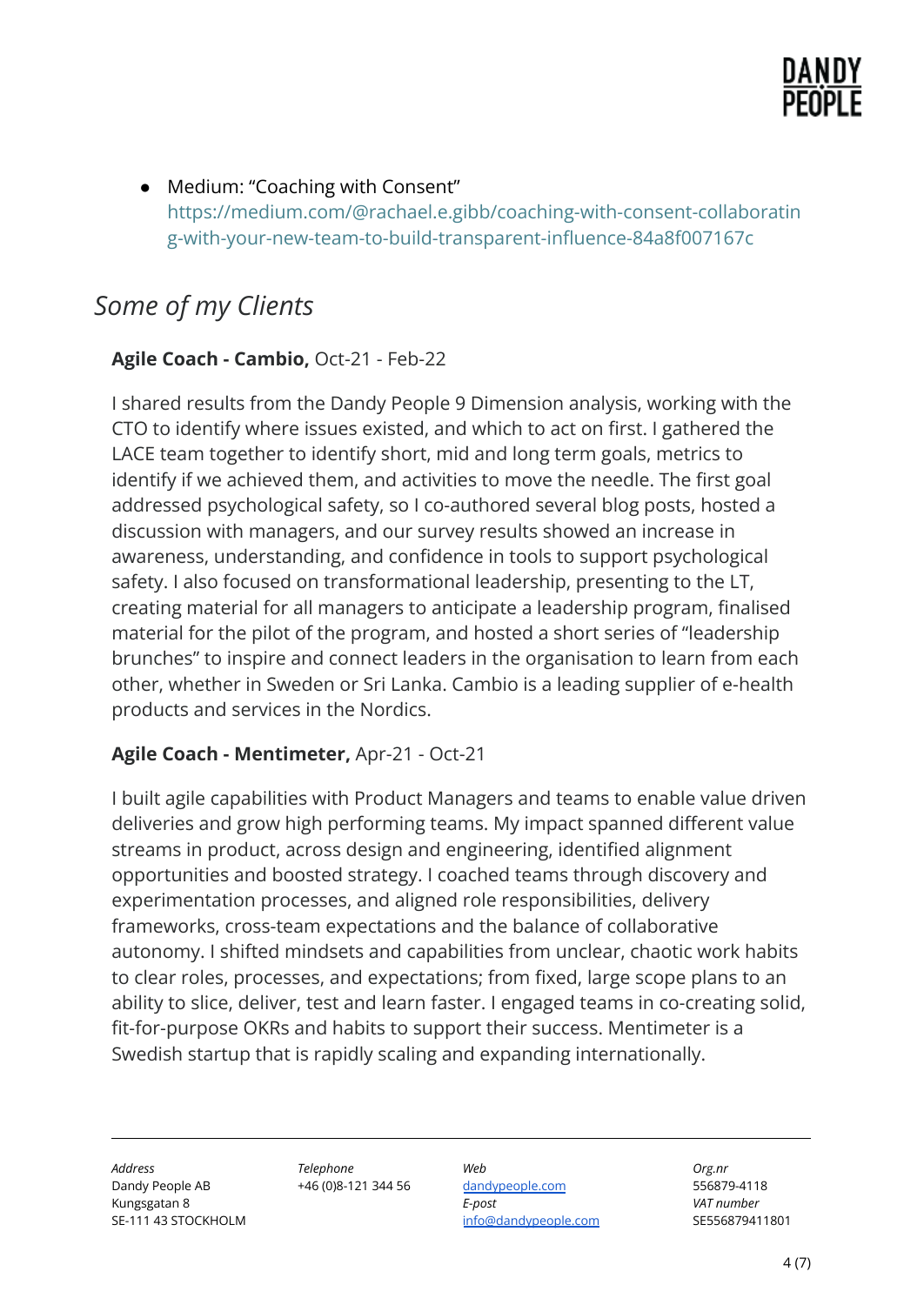- Medium: "Coaching with Consent" https://medium.com/@rachael.e.gibb/coaching-with-consent-collaborating-with-your-new-team-to-build-transparent-influence-84a8f007167c

## *Some of my Clients*

**Agile Coach - Cambio,** Oct-21 - Feb-22

I shared results from the Dandy People 9 Dimension analysis, working with the CTO to identify where issues existed, and which to act on first. I gathered the LACE team together to identify short, mid and long term goals, metrics to identify if we achieved them, and activities to move the needle. The first goal addressed psychological safety, so I co-authored several blog posts, hosted a discussion with managers, and our survey results showed an increase in awareness, understanding, and confidence in tools to support psychological safety. I also focused on transformational leadership, presenting to the LT, creating material for all managers to anticipate a leadership program, finalised material for the pilot of the program, and hosted a short series of "leadership brunches" to inspire and connect leaders in the organisation to learn from each other, whether in Sweden or Sri Lanka. Cambio is a leading supplier of e-health products and services in the Nordics.

**Agile Coach - Mentimeter,** Apr-21 - Oct-21

I built agile capabilities with Product Managers and teams to enable value driven deliveries and grow high performing teams. My impact spanned different value streams in product, across design and engineering, identified alignment opportunities and boosted strategy. I coached teams through discovery and experimentation processes, and aligned role responsibilities, delivery frameworks, cross-team expectations and the balance of collaborative autonomy. I shifted mindsets and capabilities from unclear, chaotic work habits to clear roles, processes, and expectations; from fixed, large scope plans to an ability to slice, deliver, test and learn faster. I engaged teams in co-creating solid, fit-for-purpose OKRs and habits to support their success. Mentimeter is a Swedish startup that is rapidly scaling and expanding internationally.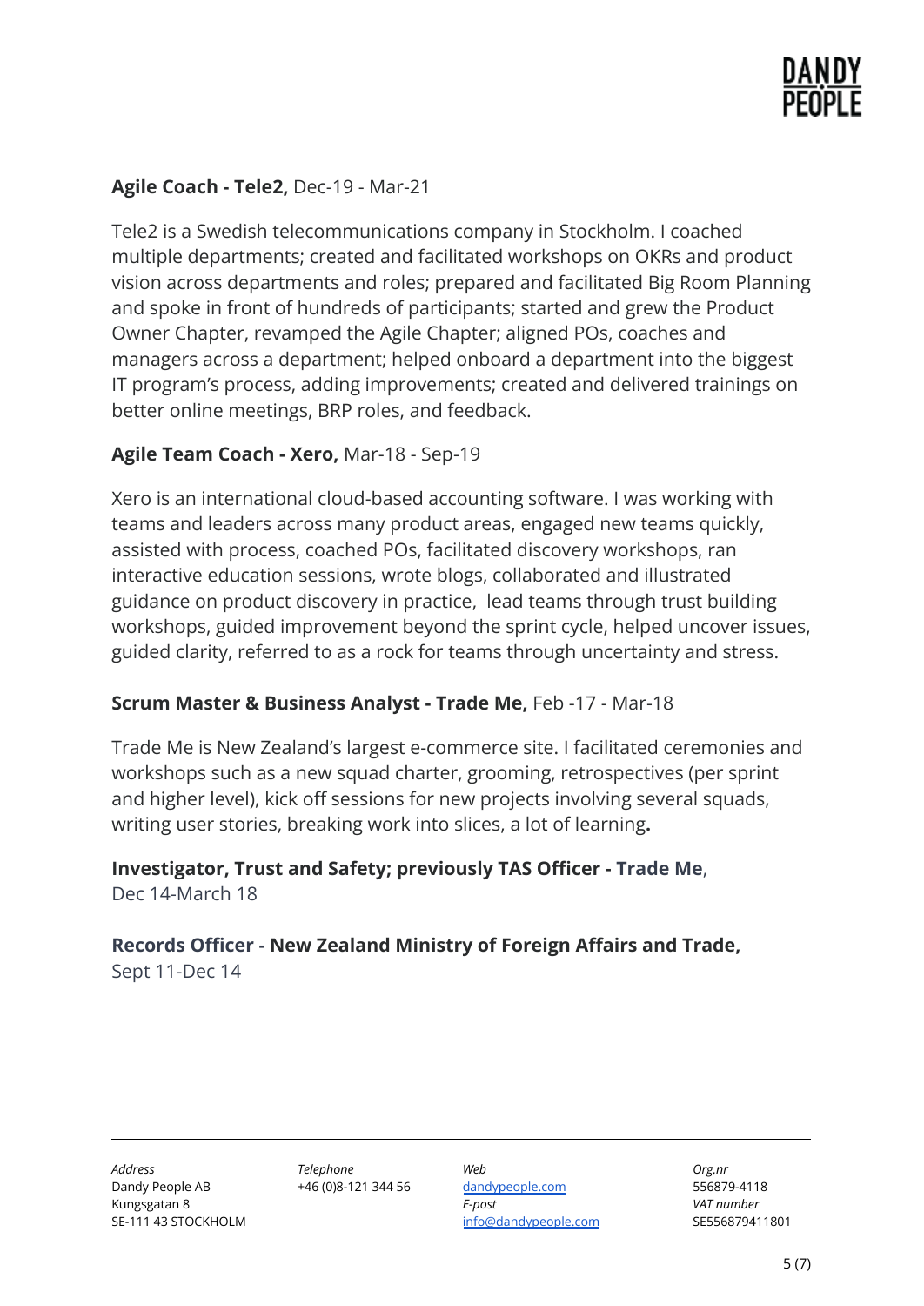**Agile Coach - Tele2,** Dec-19 - Mar-21

Tele2 is a Swedish telecommunications company in Stockholm. I coached multiple departments; created and facilitated workshops on OKRs and product vision across departments and roles; prepared and facilitated Big Room Planning and spoke in front of hundreds of participants; started and grew the Product Owner Chapter, revamped the Agile Chapter; aligned POs, coaches and managers across a department; helped onboard a department into the biggest IT program's process, adding improvements; created and delivered trainings on better online meetings, BRP roles, and feedback.

**Agile Team Coach - Xero,** Mar-18 - Sep-19

Xero is an international cloud-based accounting software. I was working with teams and leaders across many product areas, engaged new teams quickly, assisted with process, coached POs, facilitated discovery workshops, ran interactive education sessions, wrote blogs, collaborated and illustrated guidance on product discovery in practice,  lead teams through trust building workshops, guided improvement beyond the sprint cycle, helped uncover issues, guided clarity, referred to as a rock for teams through uncertainty and stress.

**Scrum Master & Business Analyst - Trade Me,** Feb -17 - Mar-18

Trade Me is New Zealand's largest e-commerce site. I facilitated ceremonies and workshops such as a new squad charter, grooming, retrospectives (per sprint and higher level), kick off sessions for new projects involving several squads, writing user stories, breaking work into slices, a lot of learning**.**

**Investigator, Trust and Safety; previously TAS Officer - Trade Me**,
Dec 14-March 18

**Records Officer - New Zealand Ministry of Foreign Affairs and Trade,**
Sept 11-Dec 14

*Address*
Dandy People AB
Kungsgatan 8
SE-111 43 STOCKHOLM

*Telephone*
+46 (0)8-121 344 56

*Web*
dandypeople.com
*E-post*
info@dandypeople.com

*Org.nr*
556879-4118
*VAT number*
SE556879411801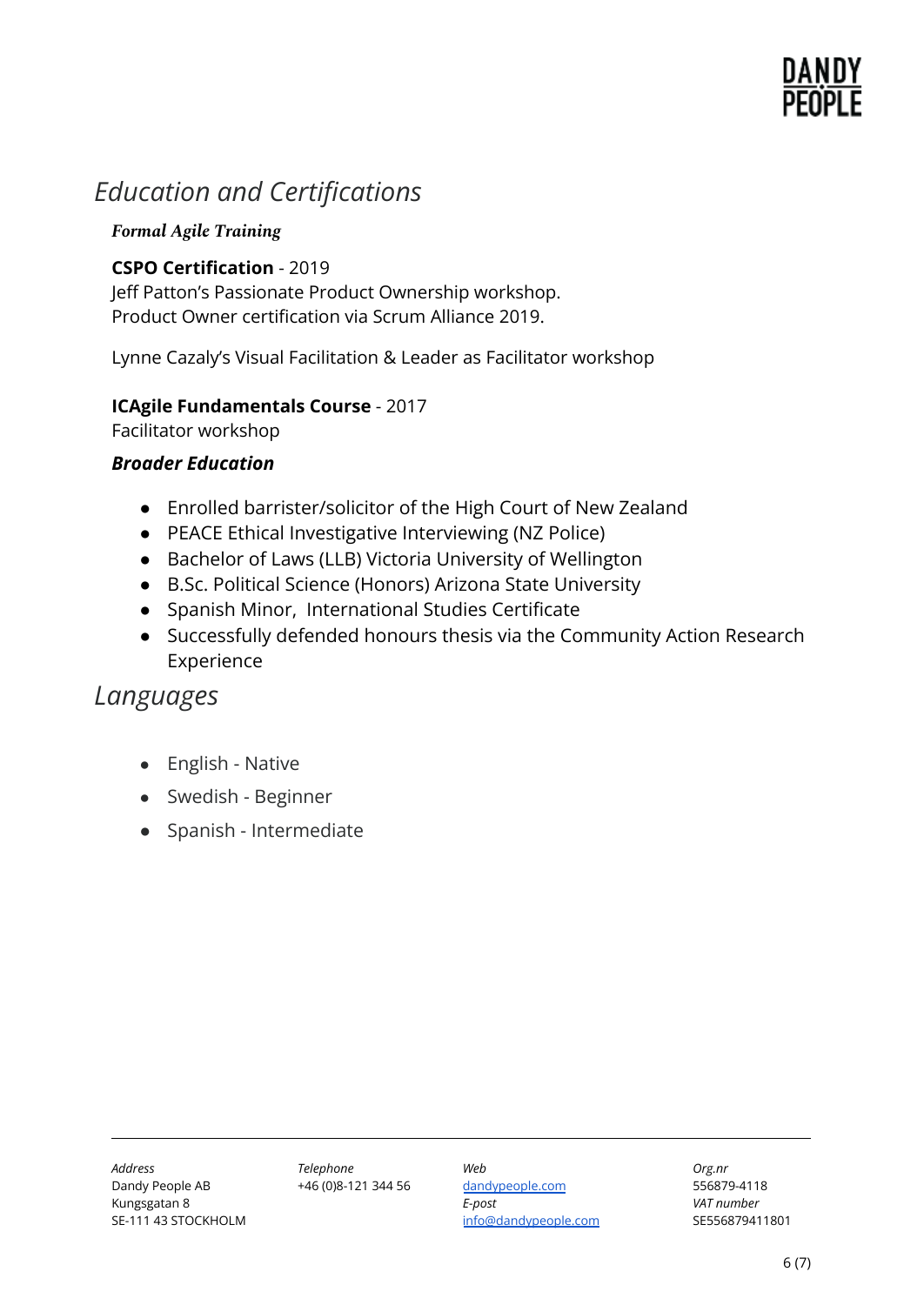## *Education and Certifications*

### ***Formal Agile Training***

**CSPO Certification** - 2019
Jeff Patton's Passionate Product Ownership workshop.
Product Owner certification via Scrum Alliance 2019.

Lynne Cazaly's Visual Facilitation & Leader as Facilitator workshop

**ICAgile Fundamentals Course** - 2017
Facilitator workshop

***Broader Education***

- Enrolled barrister/solicitor of the High Court of New Zealand
- PEACE Ethical Investigative Interviewing (NZ Police)
- Bachelor of Laws (LLB) Victoria University of Wellington
- B.Sc. Political Science (Honors) Arizona State University
- Spanish Minor, International Studies Certificate
- Successfully defended honours thesis via the Community Action Research Experience

## *Languages*

- English - Native
- Swedish - Beginner
- Spanish - Intermediate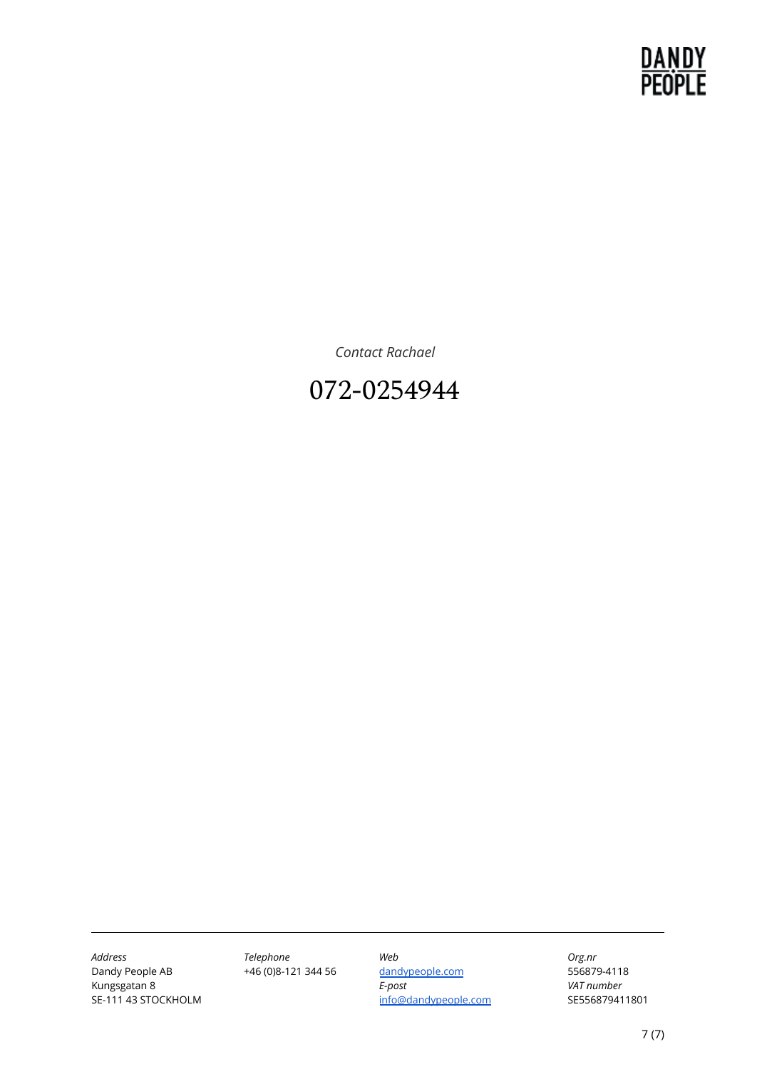*Contact Rachael*

072-0254944